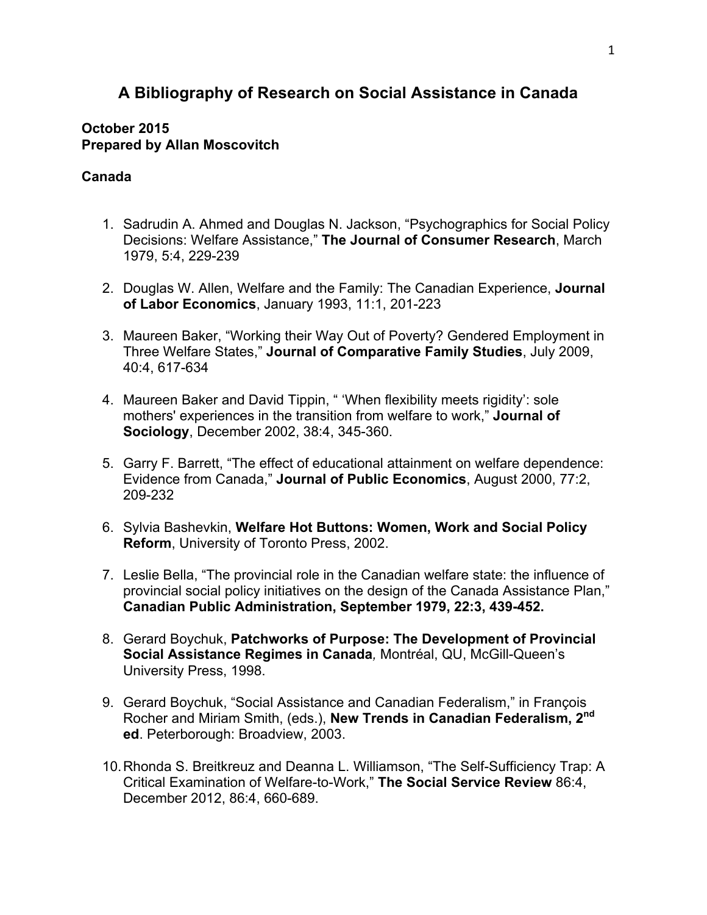# A Bibliography of Research on Social Assistance in Canada

**October 2015**
**Prepared by Allan Moscovitch**

**Canada**

1. Sadrudin A. Ahmed and Douglas N. Jackson, "Psychographics for Social Policy Decisions: Welfare Assistance," **The Journal of Consumer Research**, March 1979, 5:4, 229-239

2. Douglas W. Allen, Welfare and the Family: The Canadian Experience, **Journal of Labor Economics**, January 1993, 11:1, 201-223

3. Maureen Baker, "Working their Way Out of Poverty? Gendered Employment in Three Welfare States," **Journal of Comparative Family Studies**, July 2009, 40:4, 617-634

4. Maureen Baker and David Tippin, " 'When flexibility meets rigidity': sole mothers' experiences in the transition from welfare to work," **Journal of Sociology**, December 2002, 38:4, 345-360.

5. Garry F. Barrett, "The effect of educational attainment on welfare dependence: Evidence from Canada," **Journal of Public Economics**, August 2000, 77:2, 209-232

6. Sylvia Bashevkin, **Welfare Hot Buttons: Women, Work and Social Policy Reform**, University of Toronto Press, 2002.

7. Leslie Bella, "The provincial role in the Canadian welfare state: the influence of provincial social policy initiatives on the design of the Canada Assistance Plan," **Canadian Public Administration, September 1979, 22:3, 439-452.**

8. Gerard Boychuk, **Patchworks of Purpose: The Development of Provincial Social Assistance Regimes in Canada***,* Montréal, QU, McGill-Queen's University Press, 1998.

9. Gerard Boychuk, "Social Assistance and Canadian Federalism," in François Rocher and Miriam Smith, (eds.), **New Trends in Canadian Federalism, 2nd ed**. Peterborough: Broadview, 2003.

10. Rhonda S. Breitkreuz and Deanna L. Williamson, "The Self-Sufficiency Trap: A Critical Examination of Welfare-to-Work," **The Social Service Review** 86:4, December 2012, 86:4, 660-689.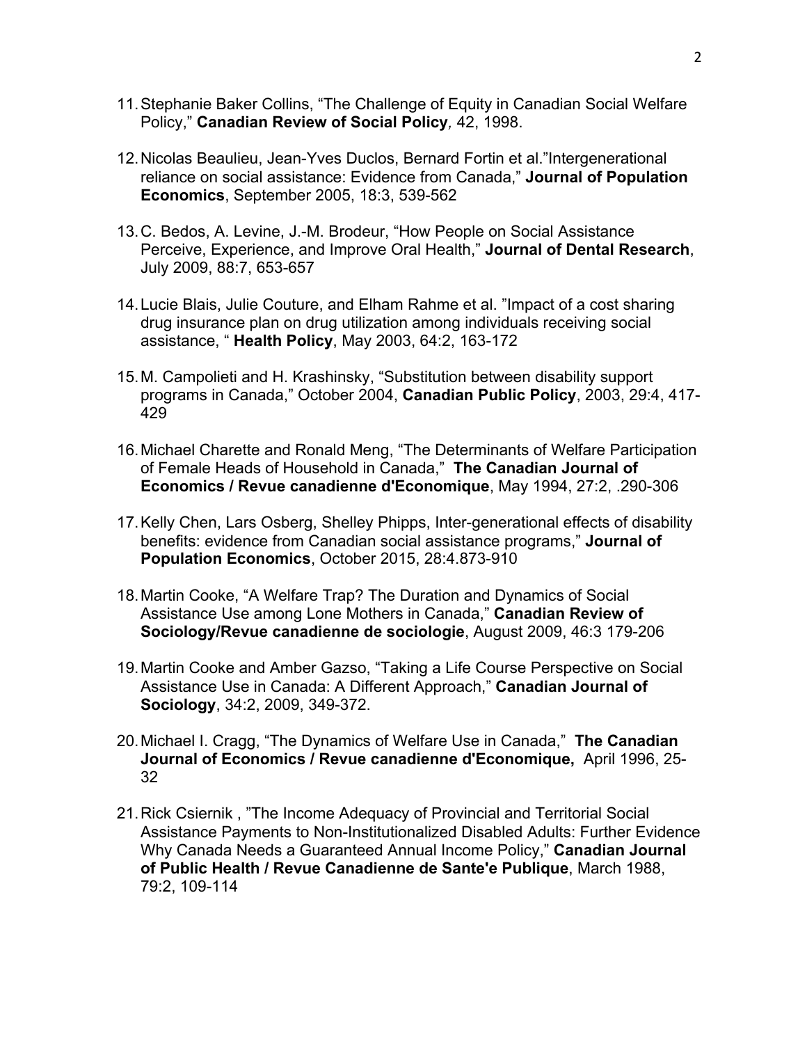11. Stephanie Baker Collins, “The Challenge of Equity in Canadian Social Welfare Policy,” **Canadian Review of Social Policy***,* 42, 1998.

12. Nicolas Beaulieu, Jean-Yves Duclos, Bernard Fortin et al.”Intergenerational reliance on social assistance: Evidence from Canada,” **Journal of Population Economics**, September 2005, 18:3, 539-562

13. C. Bedos, A. Levine, J.-M. Brodeur, “How People on Social Assistance Perceive, Experience, and Improve Oral Health,” **Journal of Dental Research**, July 2009, 88:7, 653-657

14. Lucie Blais, Julie Couture, and Elham Rahme et al. ”Impact of a cost sharing drug insurance plan on drug utilization among individuals receiving social assistance, “ **Health Policy**, May 2003, 64:2, 163-172

15. M. Campolieti and H. Krashinsky, “Substitution between disability support programs in Canada,” October 2004, **Canadian Public Policy**, 2003, 29:4, 417-429

16. Michael Charette and Ronald Meng, “The Determinants of Welfare Participation of Female Heads of Household in Canada,” **The Canadian Journal of Economics / Revue canadienne d'Economique**, May 1994, 27:2, .290-306

17. Kelly Chen, Lars Osberg, Shelley Phipps, Inter-generational effects of disability benefits: evidence from Canadian social assistance programs,” **Journal of Population Economics**, October 2015, 28:4.873-910

18. Martin Cooke, “A Welfare Trap? The Duration and Dynamics of Social Assistance Use among Lone Mothers in Canada,” **Canadian Review of Sociology/Revue canadienne de sociologie**, August 2009, 46:3 179-206

19. Martin Cooke and Amber Gazso, “Taking a Life Course Perspective on Social Assistance Use in Canada: A Different Approach,” **Canadian Journal of Sociology**, 34:2, 2009, 349-372.

20. Michael I. Cragg, “The Dynamics of Welfare Use in Canada,” **The Canadian Journal of Economics / Revue canadienne d'Economique,** April 1996, 25-32

21. Rick Csiernik , ”The Income Adequacy of Provincial and Territorial Social Assistance Payments to Non-Institutionalized Disabled Adults: Further Evidence Why Canada Needs a Guaranteed Annual Income Policy,” **Canadian Journal of Public Health / Revue Canadienne de Sante'e Publique**, March 1988, 79:2, 109-114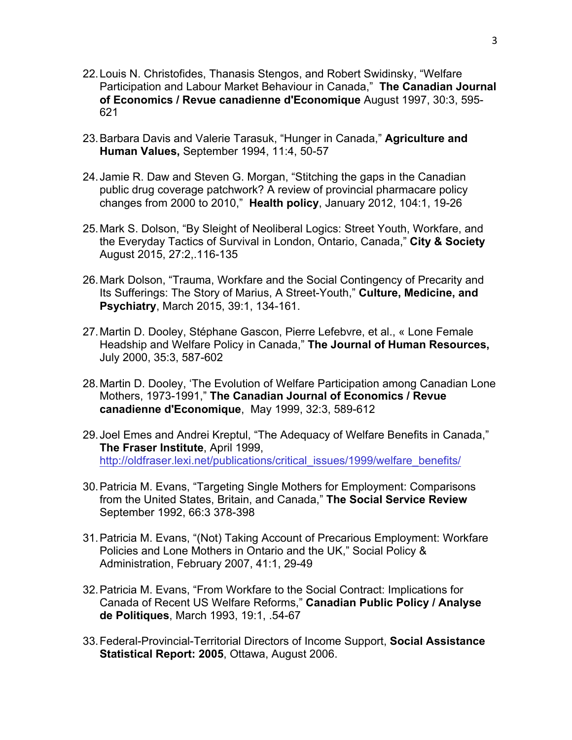22. Louis N. Christofides, Thanasis Stengos, and Robert Swidinsky, "Welfare Participation and Labour Market Behaviour in Canada," **The Canadian Journal of Economics / Revue canadienne d'Economique** August 1997, 30:3, 595-621

23. Barbara Davis and Valerie Tarasuk, "Hunger in Canada," **Agriculture and Human Values,** September 1994, 11:4, 50-57

24. Jamie R. Daw and Steven G. Morgan, "Stitching the gaps in the Canadian public drug coverage patchwork? A review of provincial pharmacare policy changes from 2000 to 2010," **Health policy**, January 2012, 104:1, 19-26

25. Mark S. Dolson, "By Sleight of Neoliberal Logics: Street Youth, Workfare, and the Everyday Tactics of Survival in London, Ontario, Canada," **City & Society** August 2015, 27:2,.116-135

26. Mark Dolson, "Trauma, Workfare and the Social Contingency of Precarity and Its Sufferings: The Story of Marius, A Street-Youth," **Culture, Medicine, and Psychiatry**, March 2015, 39:1, 134-161.

27. Martin D. Dooley, Stéphane Gascon, Pierre Lefebvre, et al., « Lone Female Headship and Welfare Policy in Canada," **The Journal of Human Resources,** July 2000, 35:3, 587-602

28. Martin D. Dooley, 'The Evolution of Welfare Participation among Canadian Lone Mothers, 1973-1991," **The Canadian Journal of Economics / Revue canadienne d'Economique**, May 1999, 32:3, 589-612

29. Joel Emes and Andrei Kreptul, "The Adequacy of Welfare Benefits in Canada," **The Fraser Institute**, April 1999, http://oldfraser.lexi.net/publications/critical_issues/1999/welfare_benefits/

30. Patricia M. Evans, "Targeting Single Mothers for Employment: Comparisons from the United States, Britain, and Canada," **The Social Service Review** September 1992, 66:3 378-398

31. Patricia M. Evans, "(Not) Taking Account of Precarious Employment: Workfare Policies and Lone Mothers in Ontario and the UK," Social Policy & Administration, February 2007, 41:1, 29-49

32. Patricia M. Evans, "From Workfare to the Social Contract: Implications for Canada of Recent US Welfare Reforms," **Canadian Public Policy / Analyse de Politiques**, March 1993, 19:1, .54-67

33. Federal-Provincial-Territorial Directors of Income Support, **Social Assistance Statistical Report: 2005**, Ottawa, August 2006.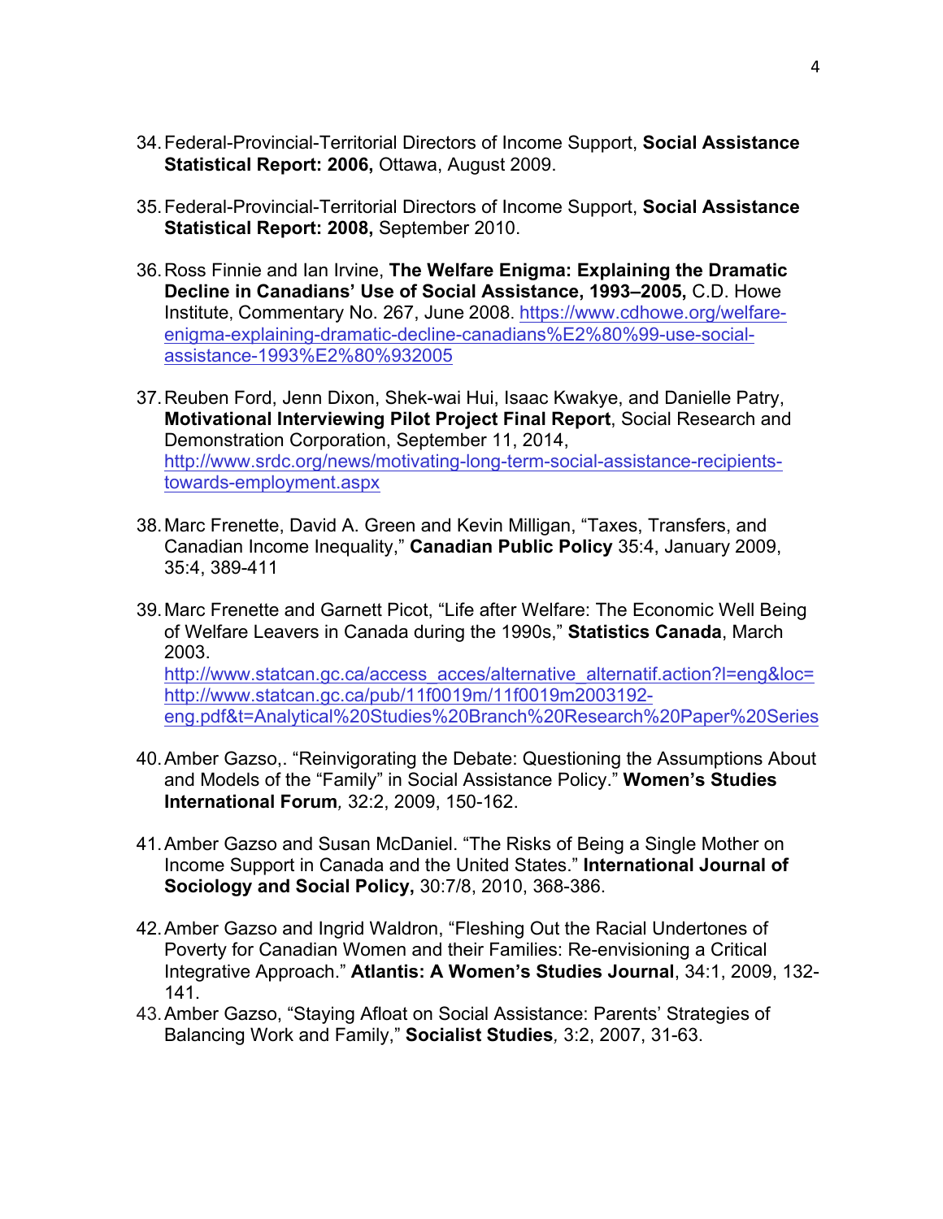34. Federal-Provincial-Territorial Directors of Income Support, **Social Assistance Statistical Report: 2006,** Ottawa, August 2009.

35. Federal-Provincial-Territorial Directors of Income Support, **Social Assistance Statistical Report: 2008,** September 2010.

36. Ross Finnie and Ian Irvine, **The Welfare Enigma: Explaining the Dramatic Decline in Canadians' Use of Social Assistance, 1993–2005,** C.D. Howe Institute, Commentary No. 267, June 2008. https://www.cdhowe.org/welfare-enigma-explaining-dramatic-decline-canadians%E2%80%99-use-social-assistance-1993%E2%80%932005

37. Reuben Ford, Jenn Dixon, Shek-wai Hui, Isaac Kwakye, and Danielle Patry, **Motivational Interviewing Pilot Project Final Report**, Social Research and Demonstration Corporation, September 11, 2014, http://www.srdc.org/news/motivating-long-term-social-assistance-recipients-towards-employment.aspx

38. Marc Frenette, David A. Green and Kevin Milligan, "Taxes, Transfers, and Canadian Income Inequality," **Canadian Public Policy** 35:4, January 2009, 35:4, 389-411

39. Marc Frenette and Garnett Picot, "Life after Welfare: The Economic Well Being of Welfare Leavers in Canada during the 1990s," **Statistics Canada**, March 2003. http://www.statcan.gc.ca/access_acces/alternative_alternatif.action?l=eng&loc=http://www.statcan.gc.ca/pub/11f0019m/11f0019m2003192-eng.pdf&t=Analytical%20Studies%20Branch%20Research%20Paper%20Series

40. Amber Gazso,. "Reinvigorating the Debate: Questioning the Assumptions About and Models of the "Family" in Social Assistance Policy." **Women's Studies International Forum***,* 32:2, 2009, 150-162.

41. Amber Gazso and Susan McDaniel. "The Risks of Being a Single Mother on Income Support in Canada and the United States." **International Journal of Sociology and Social Policy,** 30:7/8, 2010, 368-386.

42. Amber Gazso and Ingrid Waldron, "Fleshing Out the Racial Undertones of Poverty for Canadian Women and their Families: Re-envisioning a Critical Integrative Approach." **Atlantis: A Women's Studies Journal**, 34:1, 2009, 132-141.

43. Amber Gazso, "Staying Afloat on Social Assistance: Parents' Strategies of Balancing Work and Family," **Socialist Studies***,* 3:2, 2007, 31-63.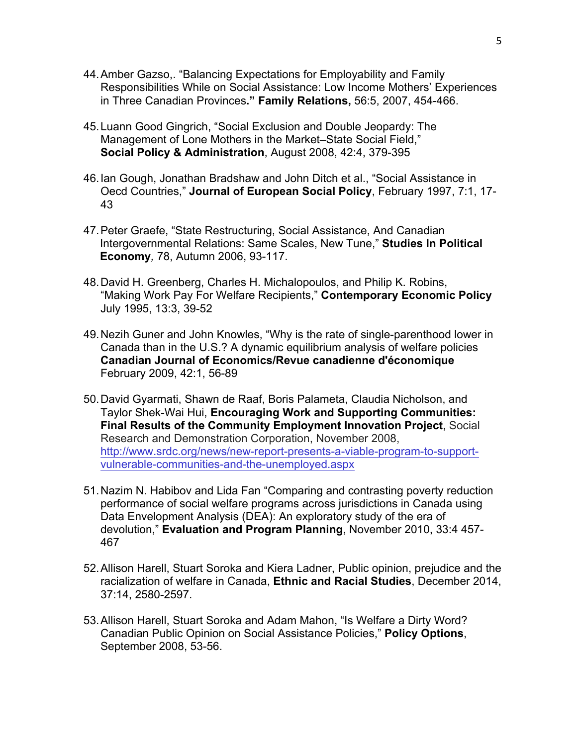44. Amber Gazso,. “Balancing Expectations for Employability and Family Responsibilities While on Social Assistance: Low Income Mothers’ Experiences in Three Canadian Provinces**.” Family Relations,** 56:5, 2007, 454-466.

45. Luann Good Gingrich, “Social Exclusion and Double Jeopardy: The Management of Lone Mothers in the Market–State Social Field,” **Social Policy & Administration**, August 2008, 42:4, 379-395

46. Ian Gough, Jonathan Bradshaw and John Ditch et al., “Social Assistance in Oecd Countries,” **Journal of European Social Policy**, February 1997, 7:1, 17-43

47. Peter Graefe, “State Restructuring, Social Assistance, And Canadian Intergovernmental Relations: Same Scales, New Tune,” **Studies In Political Economy***,* 78, Autumn 2006, 93-117.

48. David H. Greenberg, Charles H. Michalopoulos, and Philip K. Robins, “Making Work Pay For Welfare Recipients,” **Contemporary Economic Policy** July 1995, 13:3, 39-52

49. Nezih Guner and John Knowles, “Why is the rate of single-parenthood lower in Canada than in the U.S.? A dynamic equilibrium analysis of welfare policies **Canadian Journal of Economics/Revue canadienne d'économique** February 2009, 42:1, 56-89

50. David Gyarmati, Shawn de Raaf, Boris Palameta, Claudia Nicholson, and Taylor Shek-Wai Hui, **Encouraging Work and Supporting Communities: Final Results of the Community Employment Innovation Project**, Social Research and Demonstration Corporation, November 2008, http://www.srdc.org/news/new-report-presents-a-viable-program-to-support-vulnerable-communities-and-the-unemployed.aspx

51. Nazim N. Habibov and Lida Fan “Comparing and contrasting poverty reduction performance of social welfare programs across jurisdictions in Canada using Data Envelopment Analysis (DEA): An exploratory study of the era of devolution,” **Evaluation and Program Planning**, November 2010, 33:4 457-467

52. Allison Harell, Stuart Soroka and Kiera Ladner, Public opinion, prejudice and the racialization of welfare in Canada, **Ethnic and Racial Studies**, December 2014, 37:14, 2580-2597.

53. Allison Harell, Stuart Soroka and Adam Mahon, “Is Welfare a Dirty Word? Canadian Public Opinion on Social Assistance Policies,” **Policy Options**, September 2008, 53-56.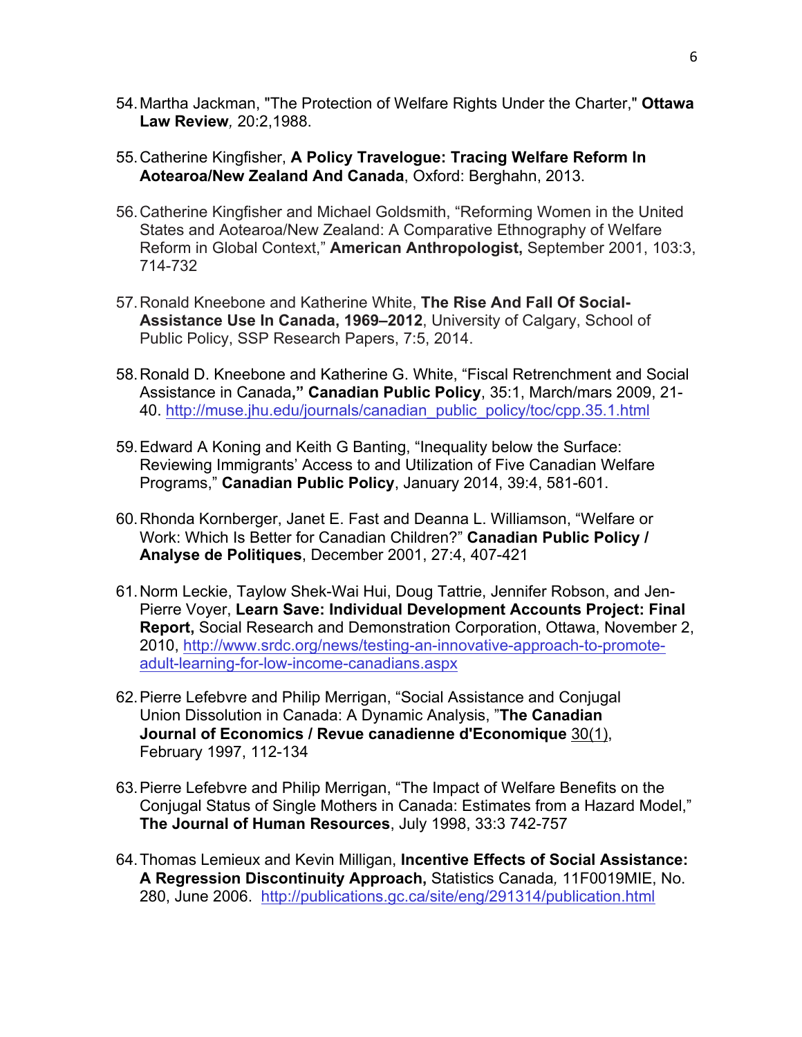54. Martha Jackman, "The Protection of Welfare Rights Under the Charter," **Ottawa Law Review***,* 20:2,1988.

55. Catherine Kingfisher, **A Policy Travelogue: Tracing Welfare Reform In Aotearoa/New Zealand And Canada**, Oxford: Berghahn, 2013.

56. Catherine Kingfisher and Michael Goldsmith, "Reforming Women in the United States and Aotearoa/New Zealand: A Comparative Ethnography of Welfare Reform in Global Context," **American Anthropologist,** September 2001, 103:3, 714-732

57. Ronald Kneebone and Katherine White, **The Rise And Fall Of Social-Assistance Use In Canada, 1969–2012**, University of Calgary, School of Public Policy, SSP Research Papers, 7:5, 2014.

58. Ronald D. Kneebone and Katherine G. White, "Fiscal Retrenchment and Social Assistance in Canada**,"** **Canadian Public Policy**, 35:1, March/mars 2009, 21-40. http://muse.jhu.edu/journals/canadian_public_policy/toc/cpp.35.1.html

59. Edward A Koning and Keith G Banting, "Inequality below the Surface: Reviewing Immigrants' Access to and Utilization of Five Canadian Welfare Programs," **Canadian Public Policy**, January 2014, 39:4, 581-601.

60. Rhonda Kornberger, Janet E. Fast and Deanna L. Williamson, "Welfare or Work: Which Is Better for Canadian Children?" **Canadian Public Policy / Analyse de Politiques**, December 2001, 27:4, 407-421

61. Norm Leckie, Taylow Shek-Wai Hui, Doug Tattrie, Jennifer Robson, and Jen-Pierre Voyer, **Learn Save: Individual Development Accounts Project: Final Report,** Social Research and Demonstration Corporation, Ottawa, November 2, 2010, http://www.srdc.org/news/testing-an-innovative-approach-to-promote-adult-learning-for-low-income-canadians.aspx

62. Pierre Lefebvre and Philip Merrigan, "Social Assistance and Conjugal Union Dissolution in Canada: A Dynamic Analysis, "**The Canadian Journal of Economics / Revue canadienne d'Economique** 30(1), February 1997, 112-134

63. Pierre Lefebvre and Philip Merrigan, "The Impact of Welfare Benefits on the Conjugal Status of Single Mothers in Canada: Estimates from a Hazard Model," **The Journal of Human Resources**, July 1998, 33:3 742-757

64. Thomas Lemieux and Kevin Milligan, **Incentive Effects of Social Assistance: A Regression Discontinuity Approach,** Statistics Canada*,* 11F0019MIE, No. 280, June 2006. http://publications.gc.ca/site/eng/291314/publication.html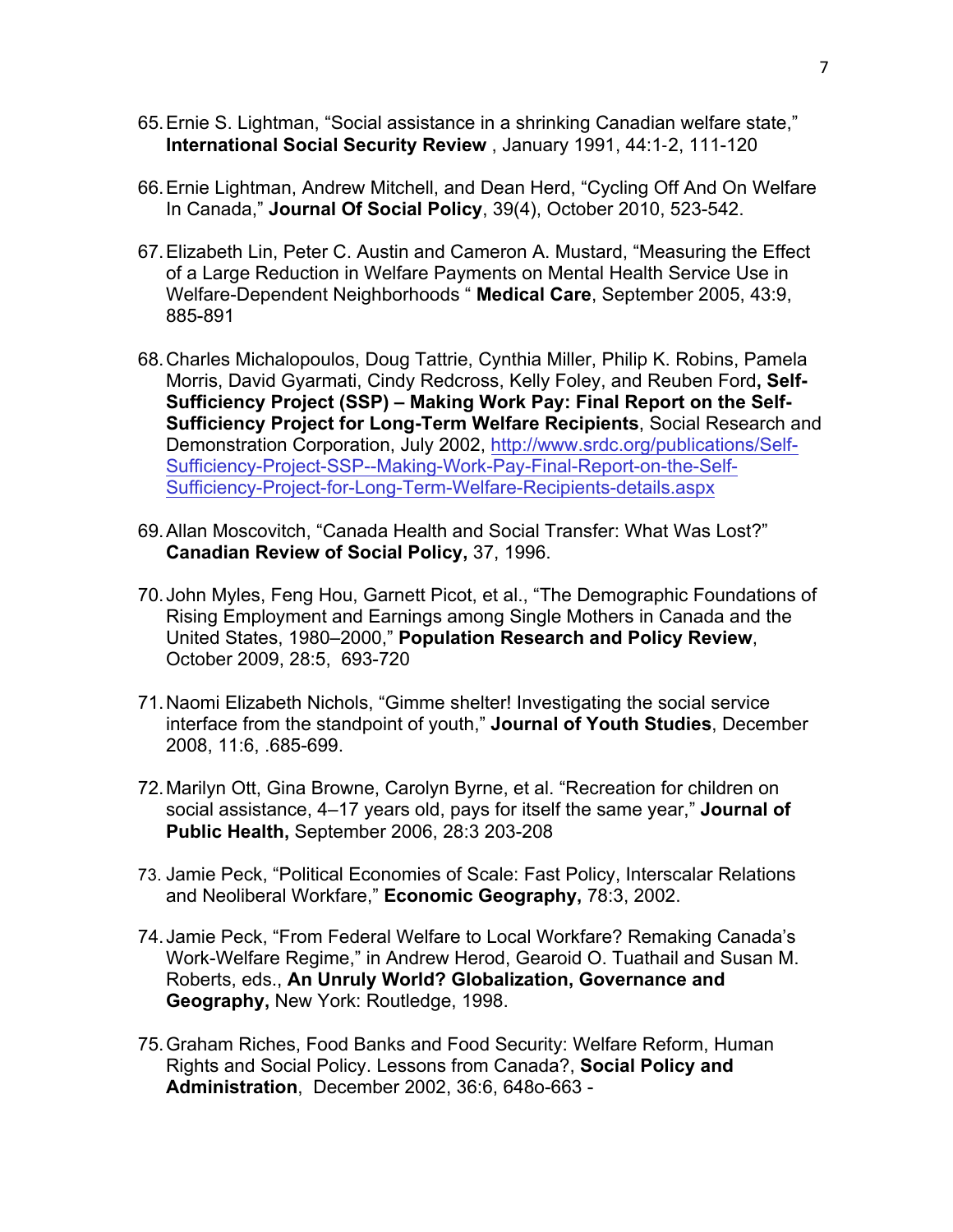65. Ernie S. Lightman, “Social assistance in a shrinking Canadian welfare state,” **International Social Security Review** , January 1991, 44:1-2, 111-120

66. Ernie Lightman, Andrew Mitchell, and Dean Herd, “Cycling Off And On Welfare In Canada,” **Journal Of Social Policy**, 39(4), October 2010, 523-542.

67. Elizabeth Lin, Peter C. Austin and Cameron A. Mustard, “Measuring the Effect of a Large Reduction in Welfare Payments on Mental Health Service Use in Welfare-Dependent Neighborhoods “ **Medical Care**, September 2005, 43:9, 885-891

68. Charles Michalopoulos, Doug Tattrie, Cynthia Miller, Philip K. Robins, Pamela Morris, David Gyarmati, Cindy Redcross, Kelly Foley, and Reuben Ford**, Self-Sufficiency Project (SSP) – Making Work Pay: Final Report on the Self-Sufficiency Project for Long-Term Welfare Recipients**, Social Research and Demonstration Corporation, July 2002, [http://www.srdc.org/publications/Self-Sufficiency-Project-SSP--Making-Work-Pay-Final-Report-on-the-Self-Sufficiency-Project-for-Long-Term-Welfare-Recipients-details.aspx](http://www.srdc.org/publications/Self-Sufficiency-Project-SSP--Making-Work-Pay-Final-Report-on-the-Self-Sufficiency-Project-for-Long-Term-Welfare-Recipients-details.aspx)

69. Allan Moscovitch, “Canada Health and Social Transfer: What Was Lost?” **Canadian Review of Social Policy,** 37, 1996.

70. John Myles, Feng Hou, Garnett Picot, et al., “The Demographic Foundations of Rising Employment and Earnings among Single Mothers in Canada and the United States, 1980–2000,” **Population Research and Policy Review**, October 2009, 28:5, 693-720

71. Naomi Elizabeth Nichols, “Gimme shelter! Investigating the social service interface from the standpoint of youth,” **Journal of Youth Studies**, December 2008, 11:6, .685-699.

72. Marilyn Ott, Gina Browne, Carolyn Byrne, et al. “Recreation for children on social assistance, 4–17 years old, pays for itself the same year,” **Journal of Public Health,** September 2006, 28:3 203-208

73. Jamie Peck, “Political Economies of Scale: Fast Policy, Interscalar Relations and Neoliberal Workfare,” **Economic Geography,** 78:3, 2002.

74. Jamie Peck, “From Federal Welfare to Local Workfare? Remaking Canada’s Work-Welfare Regime,” in Andrew Herod, Gearoid O. Tuathail and Susan M. Roberts, eds., **An Unruly World? Globalization, Governance and Geography,** New York: Routledge, 1998.

75. Graham Riches, Food Banks and Food Security: Welfare Reform, Human Rights and Social Policy. Lessons from Canada?, **Social Policy and Administration**, December 2002, 36:6, 648o-663 -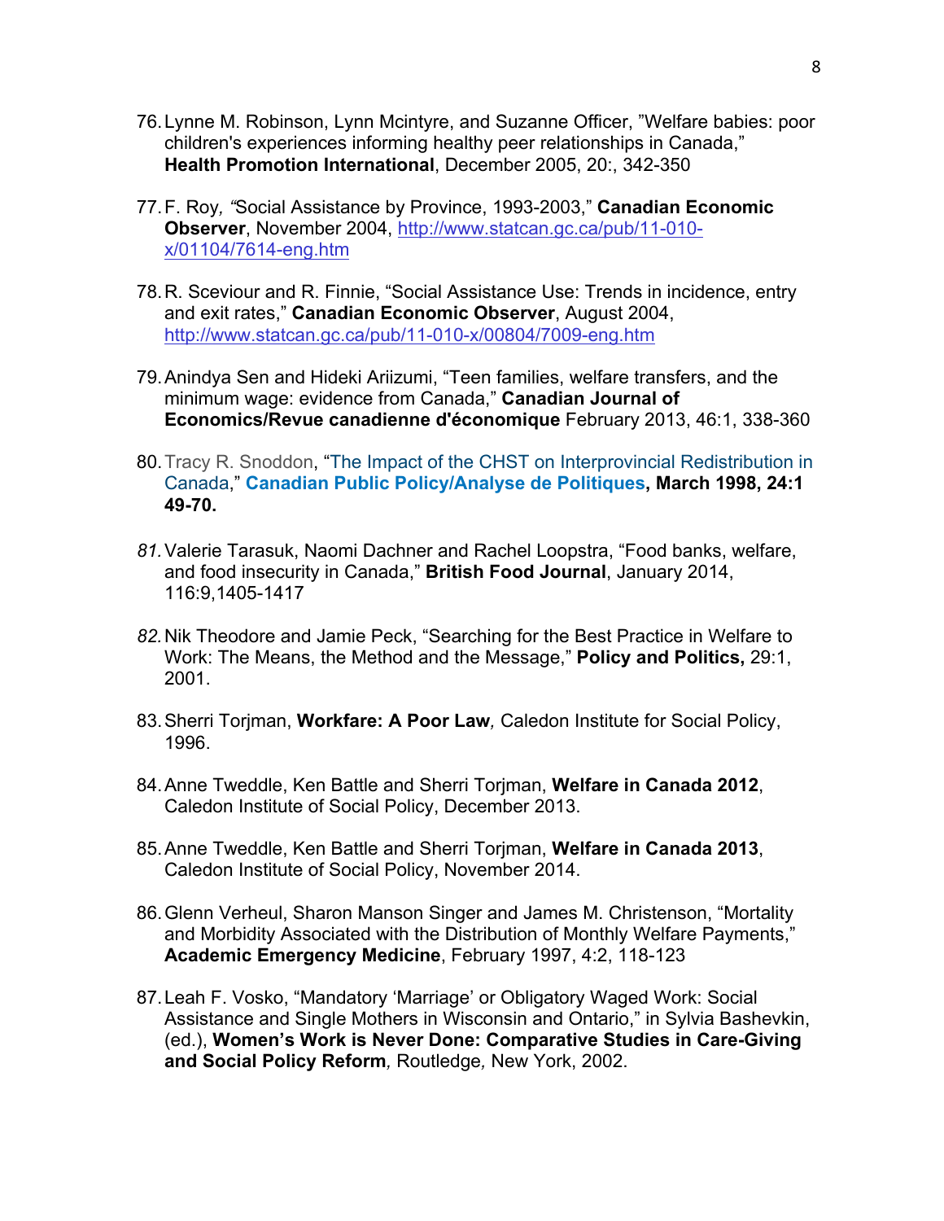76. Lynne M. Robinson, Lynn Mcintyre, and Suzanne Officer, "Welfare babies: poor children's experiences informing healthy peer relationships in Canada," **Health Promotion International**, December 2005, 20:, 342-350

77. F. Roy, "Social Assistance by Province, 1993-2003," **Canadian Economic Observer**, November 2004, http://www.statcan.gc.ca/pub/11-010-x/01104/7614-eng.htm

78. R. Sceviour and R. Finnie, "Social Assistance Use: Trends in incidence, entry and exit rates," **Canadian Economic Observer**, August 2004, http://www.statcan.gc.ca/pub/11-010-x/00804/7009-eng.htm

79. Anindya Sen and Hideki Ariizumi, "Teen families, welfare transfers, and the minimum wage: evidence from Canada," **Canadian Journal of Economics/Revue canadienne d'économique** February 2013, 46:1, 338-360

80. Tracy R. Snoddon, "The Impact of the CHST on Interprovincial Redistribution in Canada," **Canadian Public Policy/Analyse de Politiques, March 1998, 24:1 49-70.**

81. Valerie Tarasuk, Naomi Dachner and Rachel Loopstra, "Food banks, welfare, and food insecurity in Canada," **British Food Journal**, January 2014, 116:9,1405-1417

82. Nik Theodore and Jamie Peck, "Searching for the Best Practice in Welfare to Work: The Means, the Method and the Message," **Policy and Politics,** 29:1, 2001.

83. Sherri Torjman, **Workfare: A Poor Law**, Caledon Institute for Social Policy, 1996.

84. Anne Tweddle, Ken Battle and Sherri Torjman, **Welfare in Canada 2012**, Caledon Institute of Social Policy, December 2013.

85. Anne Tweddle, Ken Battle and Sherri Torjman, **Welfare in Canada 2013**, Caledon Institute of Social Policy, November 2014.

86. Glenn Verheul, Sharon Manson Singer and James M. Christenson, "Mortality and Morbidity Associated with the Distribution of Monthly Welfare Payments," **Academic Emergency Medicine**, February 1997, 4:2, 118-123

87. Leah F. Vosko, "Mandatory 'Marriage' or Obligatory Waged Work: Social Assistance and Single Mothers in Wisconsin and Ontario," in Sylvia Bashevkin, (ed.), **Women's Work is Never Done: Comparative Studies in Care-Giving and Social Policy Reform**, Routledge, New York, 2002.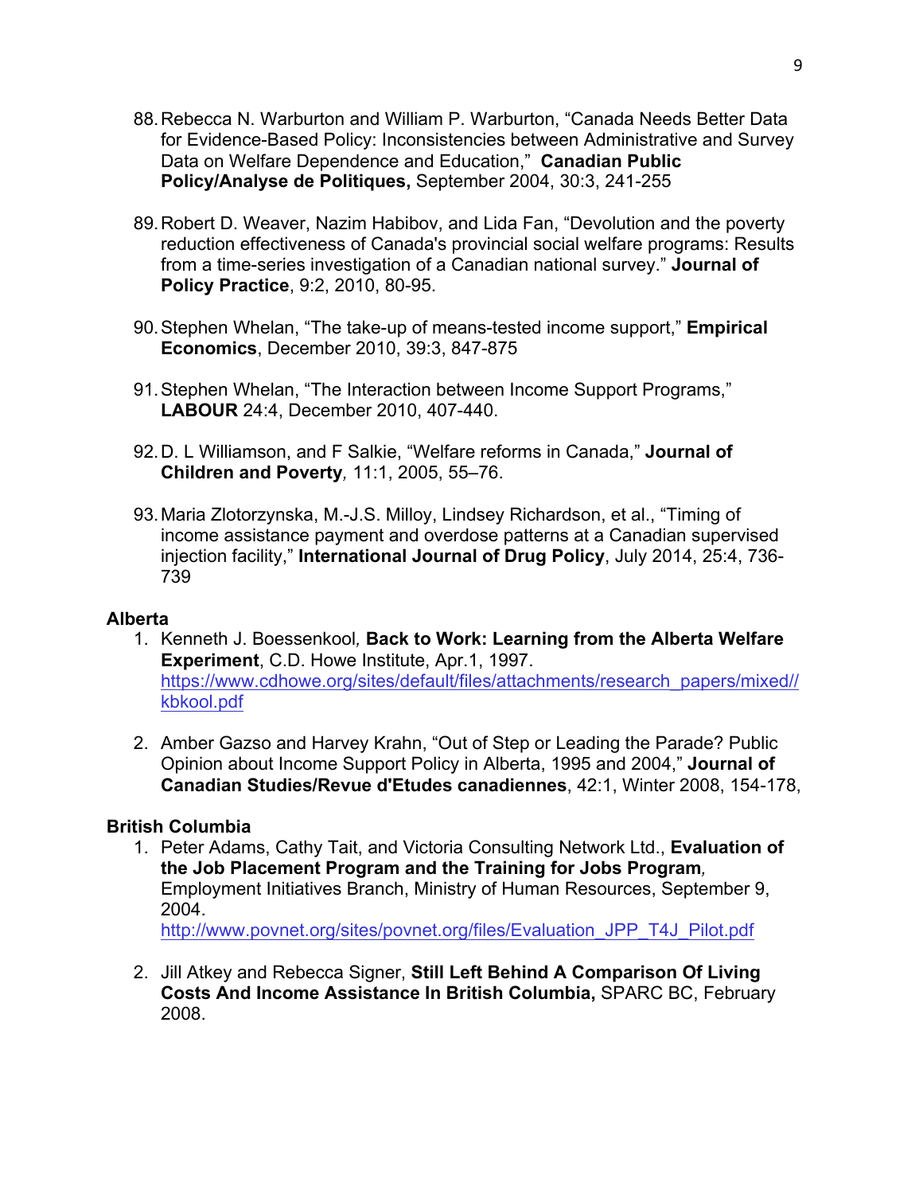88. Rebecca N. Warburton and William P. Warburton, “Canada Needs Better Data for Evidence-Based Policy: Inconsistencies between Administrative and Survey Data on Welfare Dependence and Education,” **Canadian Public Policy/Analyse de Politiques,** September 2004, 30:3, 241-255

89. Robert D. Weaver, Nazim Habibov, and Lida Fan, “Devolution and the poverty reduction effectiveness of Canada's provincial social welfare programs: Results from a time-series investigation of a Canadian national survey.” **Journal of Policy Practice**, 9:2, 2010, 80-95.

90. Stephen Whelan, “The take-up of means-tested income support,” **Empirical Economics**, December 2010, 39:3, 847-875

91. Stephen Whelan, “The Interaction between Income Support Programs,” **LABOUR** 24:4, December 2010, 407-440.

92. D. L Williamson, and F Salkie, “Welfare reforms in Canada,” **Journal of Children and Poverty***,* 11:1, 2005, 55–76.

93. Maria Zlotorzynska, M.-J.S. Milloy, Lindsey Richardson, et al., “Timing of income assistance payment and overdose patterns at a Canadian supervised injection facility,” **International Journal of Drug Policy**, July 2014, 25:4, 736-739

**Alberta**

1. Kenneth J. Boessenkool*,* **Back to Work: Learning from the Alberta Welfare Experiment**, C.D. Howe Institute, Apr.1, 1997. https://www.cdhowe.org/sites/default/files/attachments/research_papers/mixed//kbkool.pdf

2. Amber Gazso and Harvey Krahn, “Out of Step or Leading the Parade? Public Opinion about Income Support Policy in Alberta, 1995 and 2004,” **Journal of Canadian Studies/Revue d'Etudes canadiennes**, 42:1, Winter 2008, 154-178,

**British Columbia**

1. Peter Adams, Cathy Tait, and Victoria Consulting Network Ltd., **Evaluation of the Job Placement Program and the Training for Jobs Program***,* Employment Initiatives Branch, Ministry of Human Resources, September 9, 2004. http://www.povnet.org/sites/povnet.org/files/Evaluation_JPP_T4J_Pilot.pdf

2. Jill Atkey and Rebecca Signer, **Still Left Behind A Comparison Of Living Costs And Income Assistance In British Columbia,** SPARC BC, February 2008.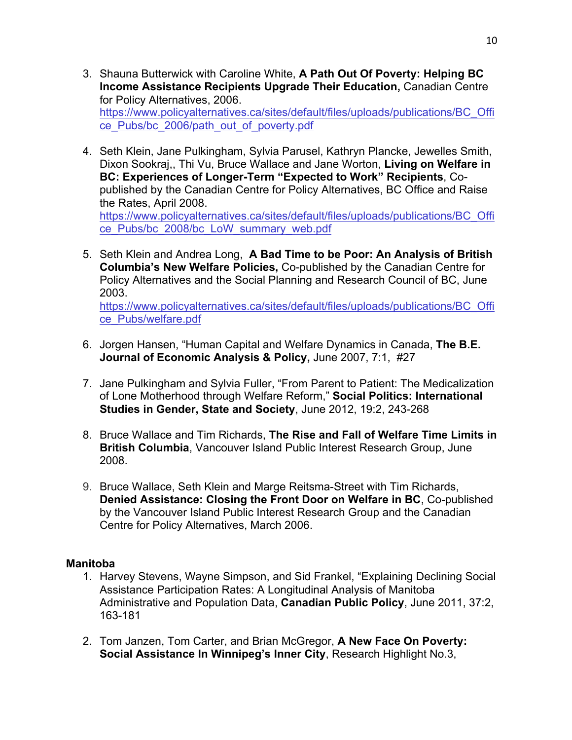3. Shauna Butterwick with Caroline White, **A Path Out Of Poverty: Helping BC Income Assistance Recipients Upgrade Their Education,** Canadian Centre for Policy Alternatives, 2006. https://www.policyalternatives.ca/sites/default/files/uploads/publications/BC_Office_Pubs/bc_2006/path_out_of_poverty.pdf

4. Seth Klein, Jane Pulkingham, Sylvia Parusel, Kathryn Plancke, Jewelles Smith, Dixon Sookraj,, Thi Vu, Bruce Wallace and Jane Worton, **Living on Welfare in BC: Experiences of Longer-Term "Expected to Work" Recipients**, Co-published by the Canadian Centre for Policy Alternatives, BC Office and Raise the Rates, April 2008. https://www.policyalternatives.ca/sites/default/files/uploads/publications/BC_Office_Pubs/bc_2008/bc_LoW_summary_web.pdf

5. Seth Klein and Andrea Long, **A Bad Time to be Poor: An Analysis of British Columbia's New Welfare Policies,** Co-published by the Canadian Centre for Policy Alternatives and the Social Planning and Research Council of BC, June 2003. https://www.policyalternatives.ca/sites/default/files/uploads/publications/BC_Office_Pubs/welfare.pdf

6. Jorgen Hansen, "Human Capital and Welfare Dynamics in Canada, **The B.E. Journal of Economic Analysis & Policy,** June 2007, 7:1, #27

7. Jane Pulkingham and Sylvia Fuller, "From Parent to Patient: The Medicalization of Lone Motherhood through Welfare Reform," **Social Politics: International Studies in Gender, State and Society**, June 2012, 19:2, 243-268

8. Bruce Wallace and Tim Richards, **The Rise and Fall of Welfare Time Limits in British Columbia**, Vancouver Island Public Interest Research Group, June 2008.

9. Bruce Wallace, Seth Klein and Marge Reitsma-Street with Tim Richards, **Denied Assistance: Closing the Front Door on Welfare in BC**, Co-published by the Vancouver Island Public Interest Research Group and the Canadian Centre for Policy Alternatives, March 2006.

**Manitoba**

1. Harvey Stevens, Wayne Simpson, and Sid Frankel, "Explaining Declining Social Assistance Participation Rates: A Longitudinal Analysis of Manitoba Administrative and Population Data, **Canadian Public Policy**, June 2011, 37:2, 163-181

2. Tom Janzen, Tom Carter, and Brian McGregor, **A New Face On Poverty: Social Assistance In Winnipeg's Inner City**, Research Highlight No.3,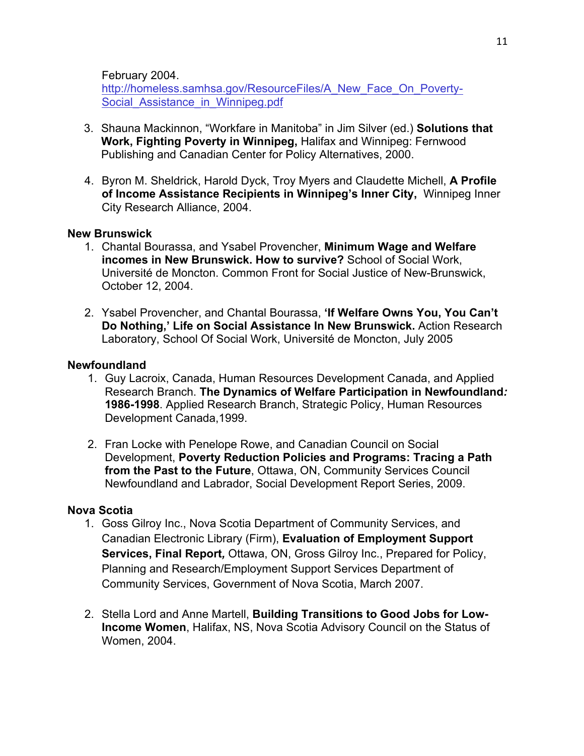February 2004.
http://homeless.samhsa.gov/ResourceFiles/A_New_Face_On_Poverty-Social_Assistance_in_Winnipeg.pdf

3. Shauna Mackinnon, “Workfare in Manitoba” in Jim Silver (ed.) **Solutions that Work, Fighting Poverty in Winnipeg,** Halifax and Winnipeg: Fernwood Publishing and Canadian Center for Policy Alternatives, 2000.

4. Byron M. Sheldrick, Harold Dyck, Troy Myers and Claudette Michell, **A Profile of Income Assistance Recipients in Winnipeg’s Inner City,** Winnipeg Inner City Research Alliance, 2004.

**New Brunswick**

1. Chantal Bourassa, and Ysabel Provencher, **Minimum Wage and Welfare incomes in New Brunswick. How to survive?** School of Social Work, Université de Moncton. Common Front for Social Justice of New-Brunswick, October 12, 2004.

2. Ysabel Provencher, and Chantal Bourassa, **‘If Welfare Owns You, You Can’t Do Nothing,’ Life on Social Assistance In New Brunswick.** Action Research Laboratory, School Of Social Work, Université de Moncton, July 2005

**Newfoundland**

1. Guy Lacroix, Canada, Human Resources Development Canada, and Applied Research Branch. **The Dynamics of Welfare Participation in Newfoundland*:* 1986-1998**. Applied Research Branch, Strategic Policy, Human Resources Development Canada,1999.

2. Fran Locke with Penelope Rowe, and Canadian Council on Social Development, **Poverty Reduction Policies and Programs: Tracing a Path from the Past to the Future**, Ottawa, ON, Community Services Council Newfoundland and Labrador, Social Development Report Series, 2009.

**Nova Scotia**

1. Goss Gilroy Inc., Nova Scotia Department of Community Services, and Canadian Electronic Library (Firm), **Evaluation of Employment Support Services, Final Report*,*** Ottawa, ON, Gross Gilroy Inc., Prepared for Policy, Planning and Research/Employment Support Services Department of Community Services, Government of Nova Scotia, March 2007.

2. Stella Lord and Anne Martell, **Building Transitions to Good Jobs for Low-Income Women**, Halifax, NS, Nova Scotia Advisory Council on the Status of Women, 2004.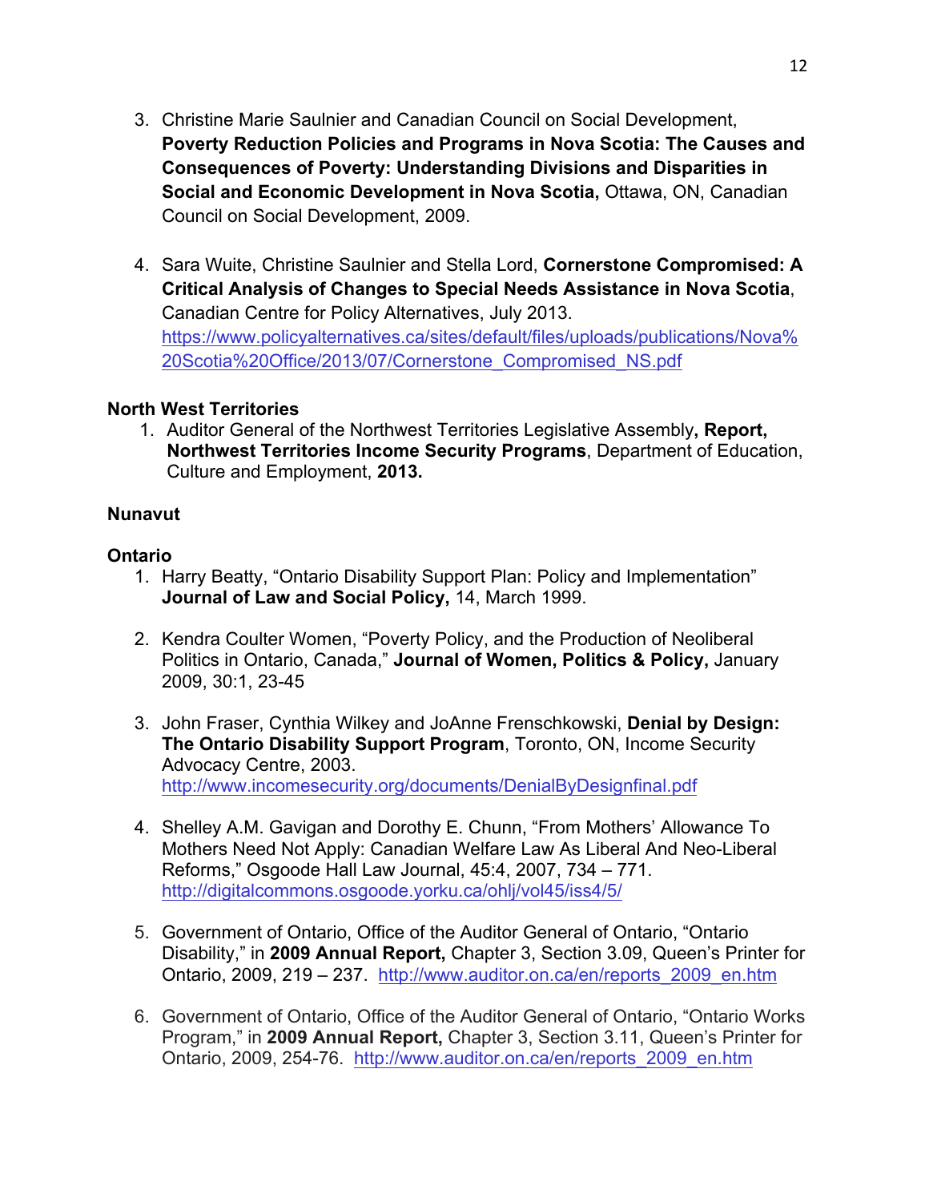3. Christine Marie Saulnier and Canadian Council on Social Development, **Poverty Reduction Policies and Programs in Nova Scotia: The Causes and Consequences of Poverty: Understanding Divisions and Disparities in Social and Economic Development in Nova Scotia,** Ottawa, ON, Canadian Council on Social Development, 2009.

4. Sara Wuite, Christine Saulnier and Stella Lord, **Cornerstone Compromised: A Critical Analysis of Changes to Special Needs Assistance in Nova Scotia**, Canadian Centre for Policy Alternatives, July 2013. https://www.policyalternatives.ca/sites/default/files/uploads/publications/Nova%20Scotia%20Office/2013/07/Cornerstone_Compromised_NS.pdf

**North West Territories**

1. Auditor General of the Northwest Territories Legislative Assembly**, Report, Northwest Territories Income Security Programs**, Department of Education, Culture and Employment, **2013.**

**Nunavut**

**Ontario**

1. Harry Beatty, "Ontario Disability Support Plan: Policy and Implementation" **Journal of Law and Social Policy,** 14, March 1999.

2. Kendra Coulter Women, "Poverty Policy, and the Production of Neoliberal Politics in Ontario, Canada," **Journal of Women, Politics & Policy,** January 2009, 30:1, 23-45

3. John Fraser, Cynthia Wilkey and JoAnne Frenschkowski, **Denial by Design: The Ontario Disability Support Program**, Toronto, ON, Income Security Advocacy Centre, 2003. http://www.incomesecurity.org/documents/DenialByDesignfinal.pdf

4. Shelley A.M. Gavigan and Dorothy E. Chunn, "From Mothers' Allowance To Mothers Need Not Apply: Canadian Welfare Law As Liberal And Neo-Liberal Reforms," Osgoode Hall Law Journal, 45:4, 2007, 734 – 771. http://digitalcommons.osgoode.yorku.ca/ohlj/vol45/iss4/5/

5. Government of Ontario, Office of the Auditor General of Ontario, "Ontario Disability," in **2009 Annual Report,** Chapter 3, Section 3.09, Queen's Printer for Ontario, 2009, 219 – 237. http://www.auditor.on.ca/en/reports_2009_en.htm

6. Government of Ontario, Office of the Auditor General of Ontario, "Ontario Works Program," in **2009 Annual Report,** Chapter 3, Section 3.11, Queen's Printer for Ontario, 2009, 254-76. http://www.auditor.on.ca/en/reports_2009_en.htm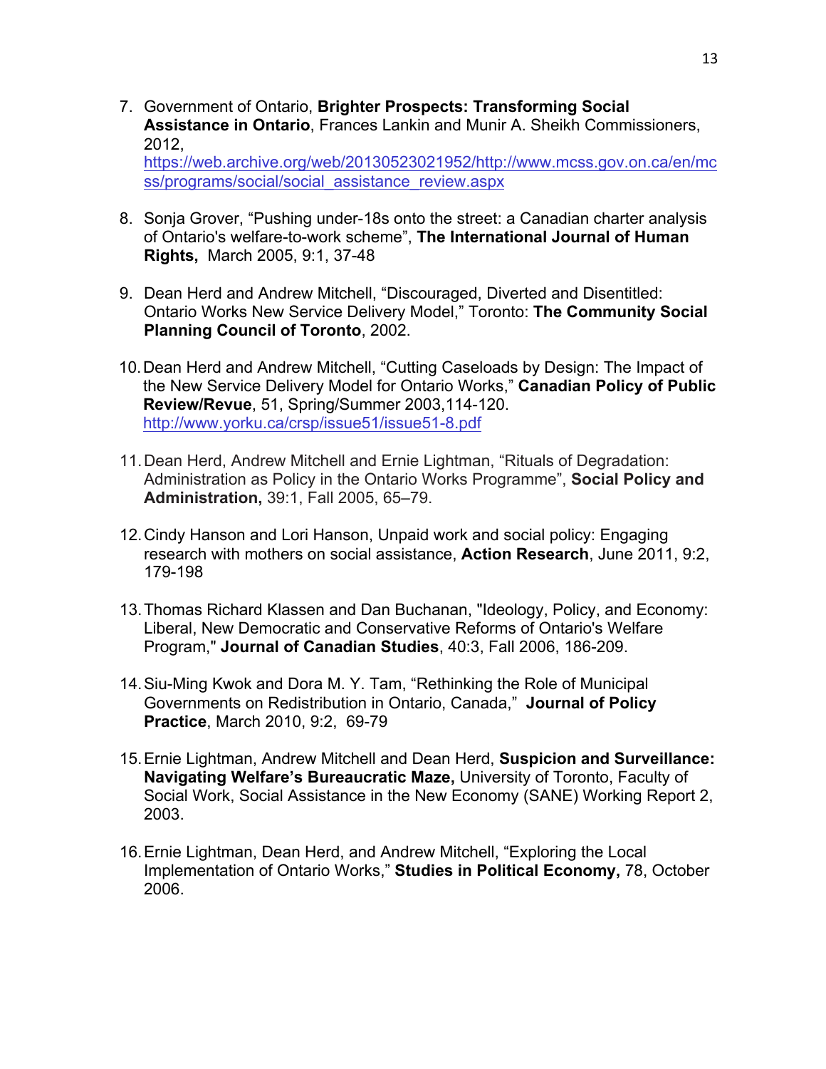7. Government of Ontario, **Brighter Prospects: Transforming Social Assistance in Ontario**, Frances Lankin and Munir A. Sheikh Commissioners, 2012, [https://web.archive.org/web/20130523021952/http://www.mcss.gov.on.ca/en/mcss/programs/social/social_assistance_review.aspx](https://web.archive.org/web/20130523021952/http://www.mcss.gov.on.ca/en/mcss/programs/social/social_assistance_review.aspx)

8. Sonja Grover, "Pushing under-18s onto the street: a Canadian charter analysis of Ontario's welfare-to-work scheme", **The International Journal of Human Rights,** March 2005, 9:1, 37-48

9. Dean Herd and Andrew Mitchell, "Discouraged, Diverted and Disentitled: Ontario Works New Service Delivery Model," Toronto: **The Community Social Planning Council of Toronto**, 2002.

10. Dean Herd and Andrew Mitchell, "Cutting Caseloads by Design: The Impact of the New Service Delivery Model for Ontario Works," **Canadian Policy of Public Review/Revue**, 51, Spring/Summer 2003,114-120. [http://www.yorku.ca/crsp/issue51/issue51-8.pdf](http://www.yorku.ca/crsp/issue51/issue51-8.pdf)

11. Dean Herd, Andrew Mitchell and Ernie Lightman, "Rituals of Degradation: Administration as Policy in the Ontario Works Programme", **Social Policy and Administration,** 39:1, Fall 2005, 65–79.

12. Cindy Hanson and Lori Hanson, Unpaid work and social policy: Engaging research with mothers on social assistance, **Action Research**, June 2011, 9:2, 179-198

13. Thomas Richard Klassen and Dan Buchanan, "Ideology, Policy, and Economy: Liberal, New Democratic and Conservative Reforms of Ontario's Welfare Program," **Journal of Canadian Studies**, 40:3, Fall 2006, 186-209.

14. Siu-Ming Kwok and Dora M. Y. Tam, "Rethinking the Role of Municipal Governments on Redistribution in Ontario, Canada," **Journal of Policy Practice**, March 2010, 9:2, 69-79

15. Ernie Lightman, Andrew Mitchell and Dean Herd, **Suspicion and Surveillance: Navigating Welfare's Bureaucratic Maze,** University of Toronto, Faculty of Social Work, Social Assistance in the New Economy (SANE) Working Report 2, 2003.

16. Ernie Lightman, Dean Herd, and Andrew Mitchell, "Exploring the Local Implementation of Ontario Works," **Studies in Political Economy,** 78, October 2006.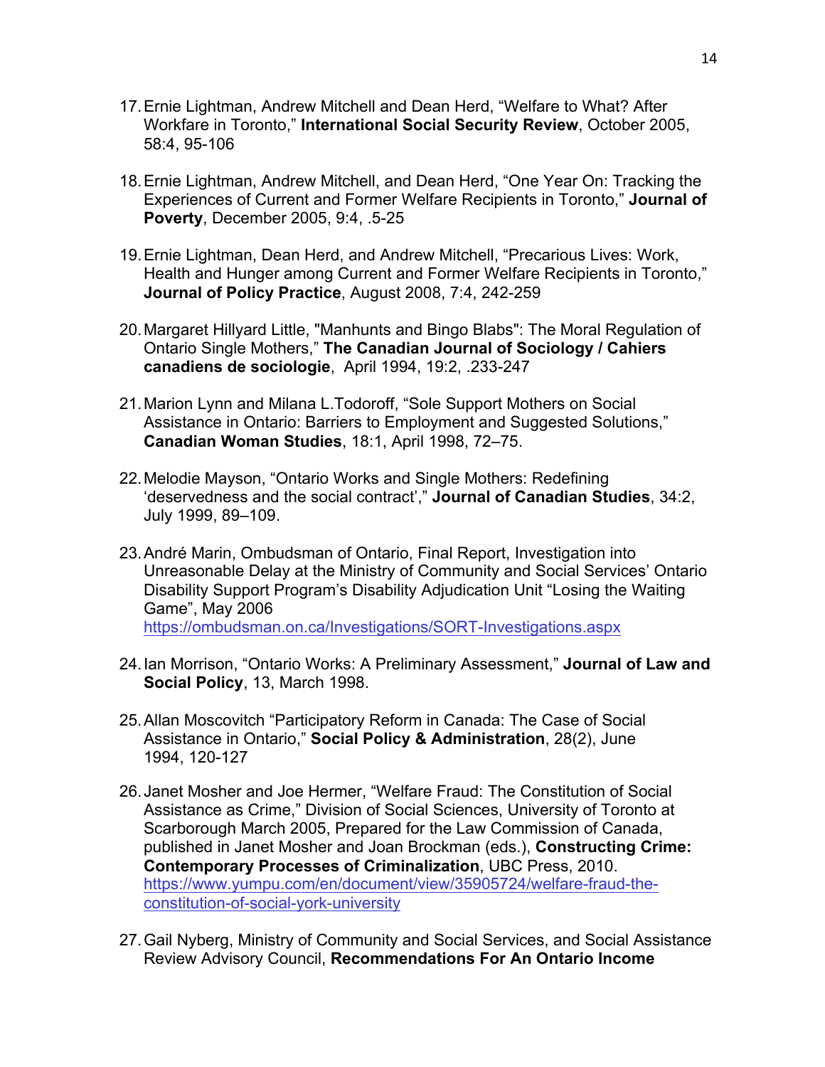17. Ernie Lightman, Andrew Mitchell and Dean Herd, "Welfare to What? After Workfare in Toronto," **International Social Security Review**, October 2005, 58:4, 95-106

18. Ernie Lightman, Andrew Mitchell, and Dean Herd, "One Year On: Tracking the Experiences of Current and Former Welfare Recipients in Toronto," **Journal of Poverty**, December 2005, 9:4, .5-25

19. Ernie Lightman, Dean Herd, and Andrew Mitchell, "Precarious Lives: Work, Health and Hunger among Current and Former Welfare Recipients in Toronto," **Journal of Policy Practice**, August 2008, 7:4, 242-259

20. Margaret Hillyard Little, "Manhunts and Bingo Blabs": The Moral Regulation of Ontario Single Mothers," **The Canadian Journal of Sociology / Cahiers canadiens de sociologie**, April 1994, 19:2, .233-247

21. Marion Lynn and Milana L.Todoroff, "Sole Support Mothers on Social Assistance in Ontario: Barriers to Employment and Suggested Solutions," **Canadian Woman Studies**, 18:1, April 1998, 72–75.

22. Melodie Mayson, "Ontario Works and Single Mothers: Redefining 'deservedness and the social contract'," **Journal of Canadian Studies**, 34:2, July 1999, 89–109.

23. André Marin, Ombudsman of Ontario, Final Report, Investigation into Unreasonable Delay at the Ministry of Community and Social Services' Ontario Disability Support Program's Disability Adjudication Unit "Losing the Waiting Game", May 2006 https://ombudsman.on.ca/Investigations/SORT-Investigations.aspx

24. Ian Morrison, "Ontario Works: A Preliminary Assessment," **Journal of Law and Social Policy**, 13, March 1998.

25. Allan Moscovitch "Participatory Reform in Canada: The Case of Social Assistance in Ontario," **Social Policy & Administration**, 28(2), June 1994, 120-127

26. Janet Mosher and Joe Hermer, "Welfare Fraud: The Constitution of Social Assistance as Crime," Division of Social Sciences, University of Toronto at Scarborough March 2005, Prepared for the Law Commission of Canada, published in Janet Mosher and Joan Brockman (eds.), **Constructing Crime: Contemporary Processes of Criminalization**, UBC Press, 2010. https://www.yumpu.com/en/document/view/35905724/welfare-fraud-the-constitution-of-social-york-university

27. Gail Nyberg, Ministry of Community and Social Services, and Social Assistance Review Advisory Council, **Recommendations For An Ontario Income**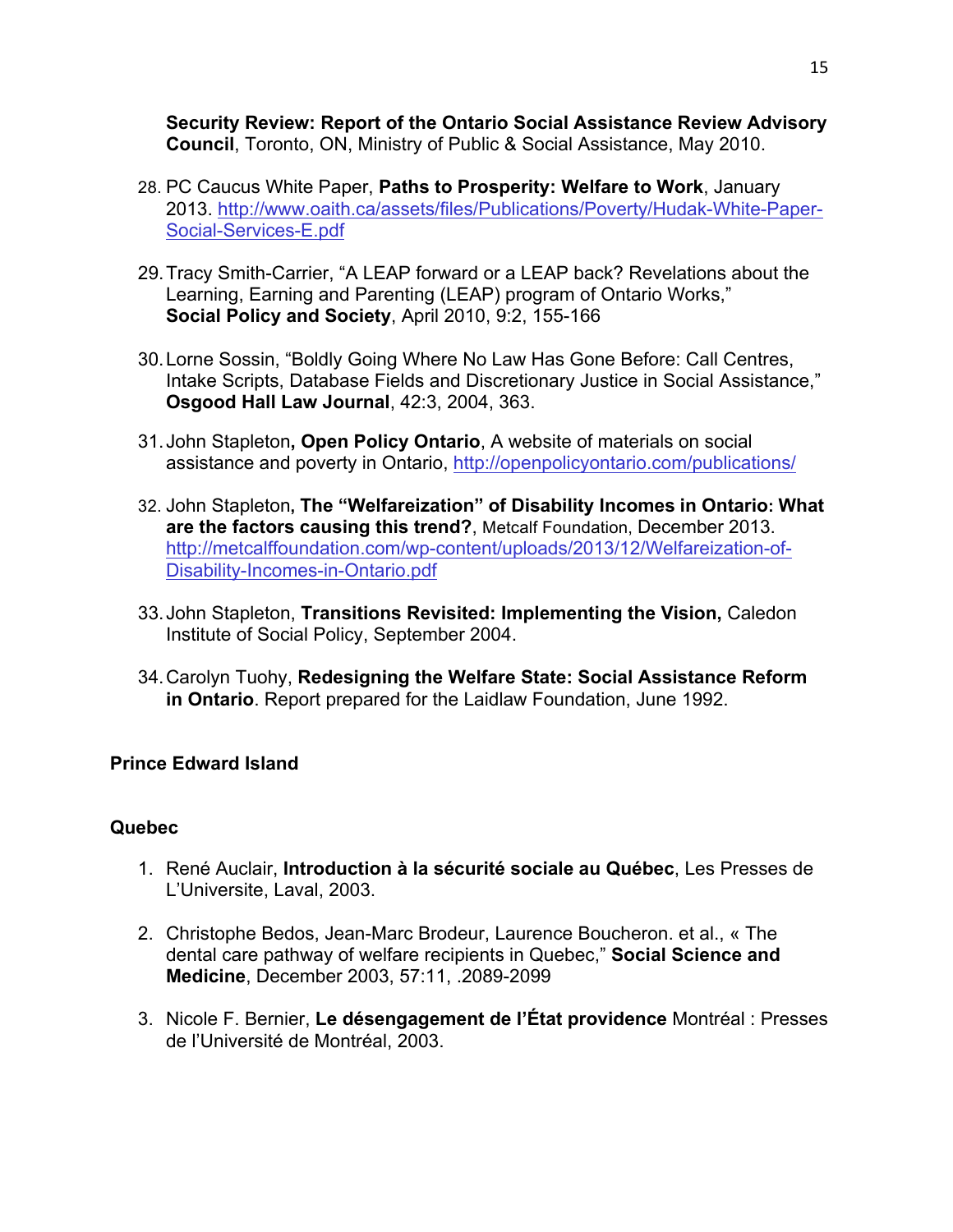**Security Review: Report of the Ontario Social Assistance Review Advisory Council**, Toronto, ON, Ministry of Public & Social Assistance, May 2010.

28. PC Caucus White Paper, **Paths to Prosperity: Welfare to Work**, January 2013. http://www.oaith.ca/assets/files/Publications/Poverty/Hudak-White-Paper-Social-Services-E.pdf

29. Tracy Smith-Carrier, "A LEAP forward or a LEAP back? Revelations about the Learning, Earning and Parenting (LEAP) program of Ontario Works," **Social Policy and Society**, April 2010, 9:2, 155-166

30. Lorne Sossin, "Boldly Going Where No Law Has Gone Before: Call Centres, Intake Scripts, Database Fields and Discretionary Justice in Social Assistance," **Osgood Hall Law Journal**, 42:3, 2004, 363.

31. John Stapleton**, Open Policy Ontario**, A website of materials on social assistance and poverty in Ontario, http://openpolicyontario.com/publications/

32. John Stapleton**, The "Welfareization" of Disability Incomes in Ontario: What are the factors causing this trend?**, Metcalf Foundation, December 2013. http://metcalffoundation.com/wp-content/uploads/2013/12/Welfareization-of-Disability-Incomes-in-Ontario.pdf

33. John Stapleton, **Transitions Revisited: Implementing the Vision,** Caledon Institute of Social Policy, September 2004.

34. Carolyn Tuohy, **Redesigning the Welfare State: Social Assistance Reform in Ontario**. Report prepared for the Laidlaw Foundation, June 1992.

**Prince Edward Island**

**Quebec**

1. René Auclair, **Introduction à la sécurité sociale au Québec**, Les Presses de L'Universite, Laval, 2003.

2. Christophe Bedos, Jean-Marc Brodeur, Laurence Boucheron. et al., « The dental care pathway of welfare recipients in Quebec," **Social Science and Medicine**, December 2003, 57:11, .2089-2099

3. Nicole F. Bernier, **Le désengagement de l'État providence** Montréal : Presses de l'Université de Montréal, 2003.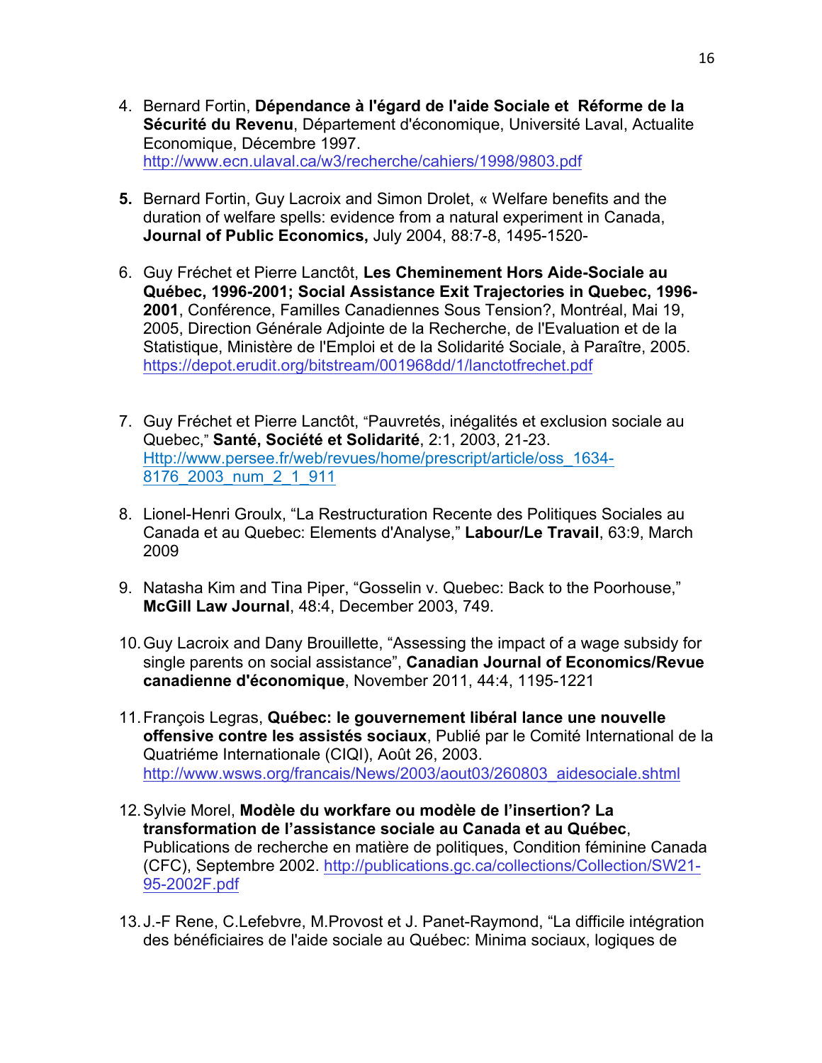4. Bernard Fortin, **Dépendance à l'égard de l'aide Sociale et  Réforme de la Sécurité du Revenu**, Département d'économique, Université Laval, Actualite Economique, Décembre 1997. http://www.ecn.ulaval.ca/w3/recherche/cahiers/1998/9803.pdf

5. Bernard Fortin, Guy Lacroix and Simon Drolet, « Welfare benefits and the duration of welfare spells: evidence from a natural experiment in Canada, **Journal of Public Economics,** July 2004, 88:7-8, 1495-1520-

6. Guy Fréchet et Pierre Lanctôt, **Les Cheminement Hors Aide-Sociale au Québec, 1996-2001; Social Assistance Exit Trajectories in Quebec, 1996-2001**, Conférence, Familles Canadiennes Sous Tension?, Montréal, Mai 19, 2005, Direction Générale Adjointe de la Recherche, de l'Evaluation et de la Statistique, Ministère de l'Emploi et de la Solidarité Sociale, à Paraître, 2005. https://depot.erudit.org/bitstream/001968dd/1/lanctotfrechet.pdf

7. Guy Fréchet et Pierre Lanctôt, "Pauvretés, inégalités et exclusion sociale au Quebec," **Santé, Société et Solidarité**, 2:1, 2003, 21-23. Http://www.persee.fr/web/revues/home/prescript/article/oss_1634-8176_2003_num_2_1_911

8. Lionel-Henri Groulx, "La Restructuration Recente des Politiques Sociales au Canada et au Quebec: Elements d'Analyse," **Labour/Le Travail**, 63:9, March 2009

9. Natasha Kim and Tina Piper, "Gosselin v. Quebec: Back to the Poorhouse," **McGill Law Journal**, 48:4, December 2003, 749.

10. Guy Lacroix and Dany Brouillette, "Assessing the impact of a wage subsidy for single parents on social assistance", **Canadian Journal of Economics/Revue canadienne d'économique**, November 2011, 44:4, 1195-1221

11. François Legras, **Québec: le gouvernement libéral lance une nouvelle offensive contre les assistés sociaux**, Publié par le Comité International de la Quatriéme Internationale (CIQI), Août 26, 2003. http://www.wsws.org/francais/News/2003/aout03/260803_aidesociale.shtml

12. Sylvie Morel, **Modèle du workfare ou modèle de l'insertion? La transformation de l'assistance sociale au Canada et au Québec**, Publications de recherche en matière de politiques, Condition féminine Canada (CFC), Septembre 2002. http://publications.gc.ca/collections/Collection/SW21-95-2002F.pdf

13. J.-F Rene, C.Lefebvre, M.Provost et J. Panet-Raymond, "La difficile intégration des bénéficiaires de l'aide sociale au Québec: Minima sociaux, logiques de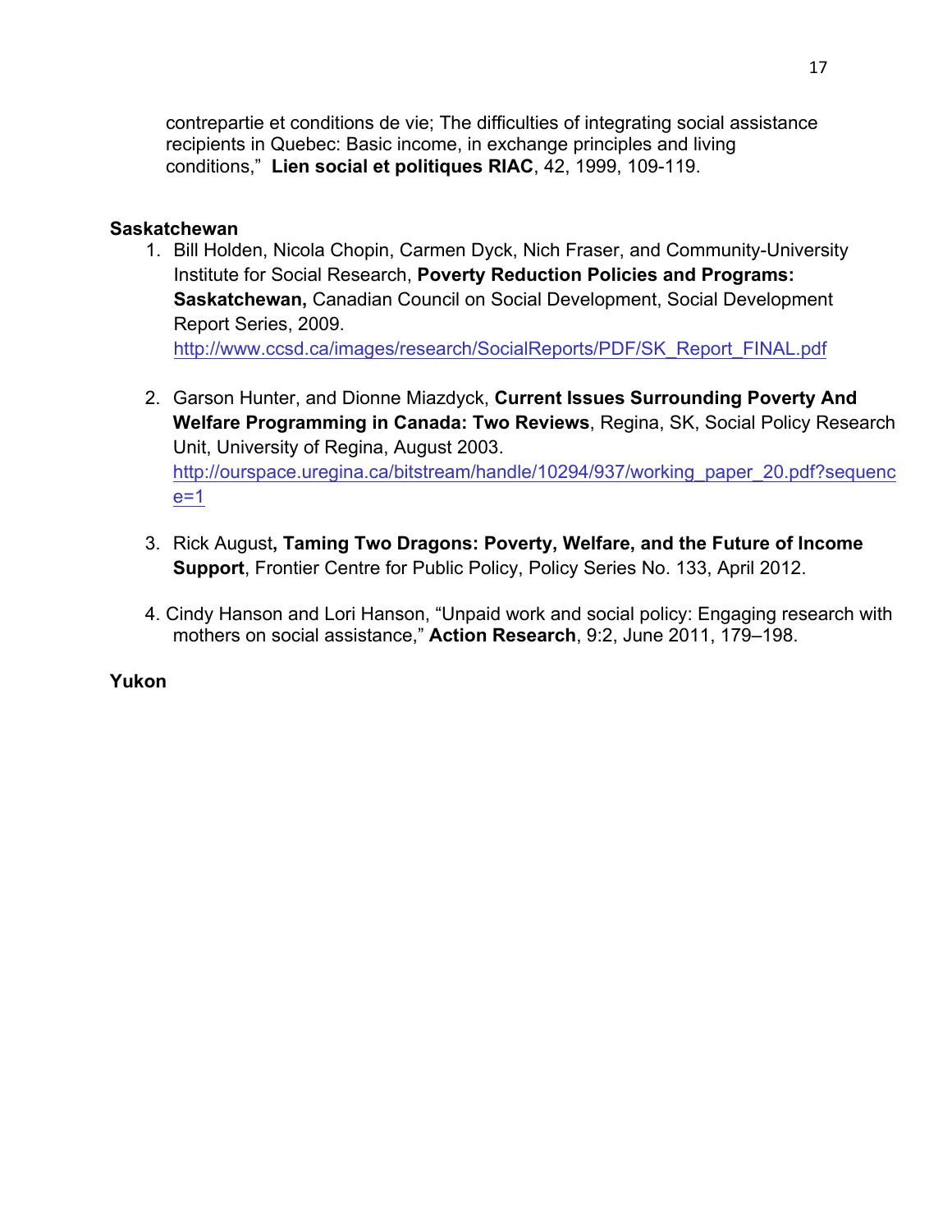contrepartie et conditions de vie; The difficulties of integrating social assistance recipients in Quebec: Basic income, in exchange principles and living conditions," **Lien social et politiques RIAC**, 42, 1999, 109-119.

**Saskatchewan**

1. Bill Holden, Nicola Chopin, Carmen Dyck, Nich Fraser, and Community-University Institute for Social Research, **Poverty Reduction Policies and Programs: Saskatchewan,** Canadian Council on Social Development, Social Development Report Series, 2009. http://www.ccsd.ca/images/research/SocialReports/PDF/SK_Report_FINAL.pdf

2. Garson Hunter, and Dionne Miazdyck, **Current Issues Surrounding Poverty And Welfare Programming in Canada: Two Reviews**, Regina, SK, Social Policy Research Unit, University of Regina, August 2003. http://ourspace.uregina.ca/bitstream/handle/10294/937/working_paper_20.pdf?sequence=1

3. Rick August**, Taming Two Dragons: Poverty, Welfare, and the Future of Income Support**, Frontier Centre for Public Policy, Policy Series No. 133, April 2012.

4. Cindy Hanson and Lori Hanson, "Unpaid work and social policy: Engaging research with mothers on social assistance," **Action Research**, 9:2, June 2011, 179–198.

**Yukon**